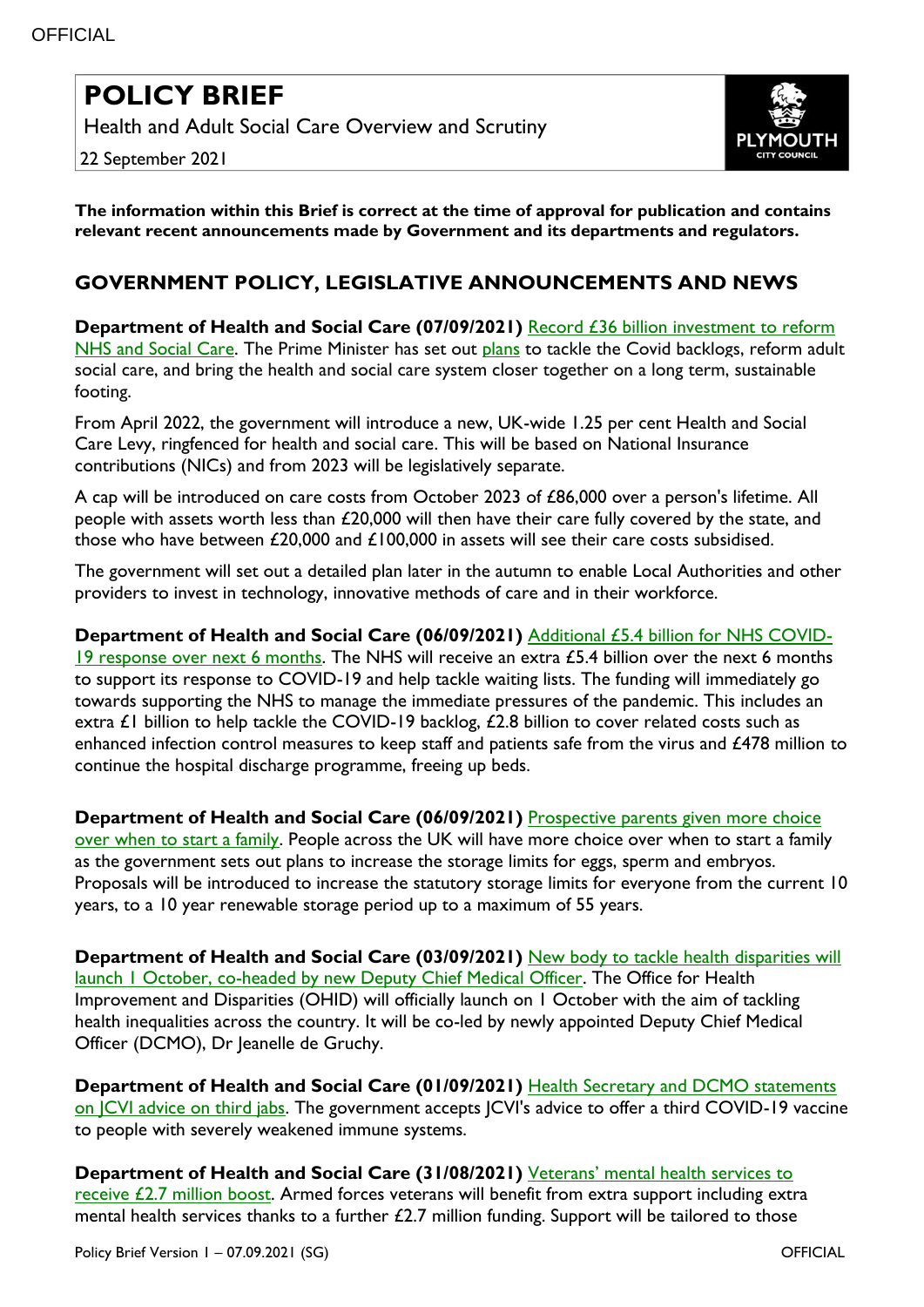# POLICY BRIEF

Health and Adult Social Care Overview and Scrutiny

22 September 2021

**The information within this Brief is correct at the time of approval for publication and contains relevant recent announcements made by Government and its departments and regulators.**

## GOVERNMENT POLICY, LEGISLATIVE ANNOUNCEMENTS AND NEWS

**Department of Health and Social Care (07/09/2021)** Record £36 billion investment to reform NHS and Social Care. The Prime Minister has set out plans to tackle the Covid backlogs, reform adult social care, and bring the health and social care system closer together on a long term, sustainable footing.

From April 2022, the government will introduce a new, UK-wide 1.25 per cent Health and Social Care Levy, ringfenced for health and social care. This will be based on National Insurance contributions (NICs) and from 2023 will be legislatively separate.

A cap will be introduced on care costs from October 2023 of £86,000 over a person's lifetime. All people with assets worth less than £20,000 will then have their care fully covered by the state, and those who have between £20,000 and £100,000 in assets will see their care costs subsidised.

The government will set out a detailed plan later in the autumn to enable Local Authorities and other providers to invest in technology, innovative methods of care and in their workforce.

**Department of Health and Social Care (06/09/2021)** Additional £5.4 billion for NHS COVID-19 response over next 6 months. The NHS will receive an extra £5.4 billion over the next 6 months to support its response to COVID-19 and help tackle waiting lists. The funding will immediately go towards supporting the NHS to manage the immediate pressures of the pandemic. This includes an extra £1 billion to help tackle the COVID-19 backlog, £2.8 billion to cover related costs such as enhanced infection control measures to keep staff and patients safe from the virus and £478 million to continue the hospital discharge programme, freeing up beds.

**Department of Health and Social Care (06/09/2021)** Prospective parents given more choice over when to start a family. People across the UK will have more choice over when to start a family as the government sets out plans to increase the storage limits for eggs, sperm and embryos. Proposals will be introduced to increase the statutory storage limits for everyone from the current 10 years, to a 10 year renewable storage period up to a maximum of 55 years.

**Department of Health and Social Care (03/09/2021)** New body to tackle health disparities will launch 1 October, co-headed by new Deputy Chief Medical Officer. The Office for Health Improvement and Disparities (OHID) will officially launch on 1 October with the aim of tackling health inequalities across the country. It will be co-led by newly appointed Deputy Chief Medical Officer (DCMO), Dr Jeanelle de Gruchy.

**Department of Health and Social Care (01/09/2021)** Health Secretary and DCMO statements on JCVI advice on third jabs. The government accepts JCVI's advice to offer a third COVID-19 vaccine to people with severely weakened immune systems.

**Department of Health and Social Care (31/08/2021)** Veterans' mental health services to receive £2.7 million boost. Armed forces veterans will benefit from extra support including extra mental health services thanks to a further £2.7 million funding. Support will be tailored to those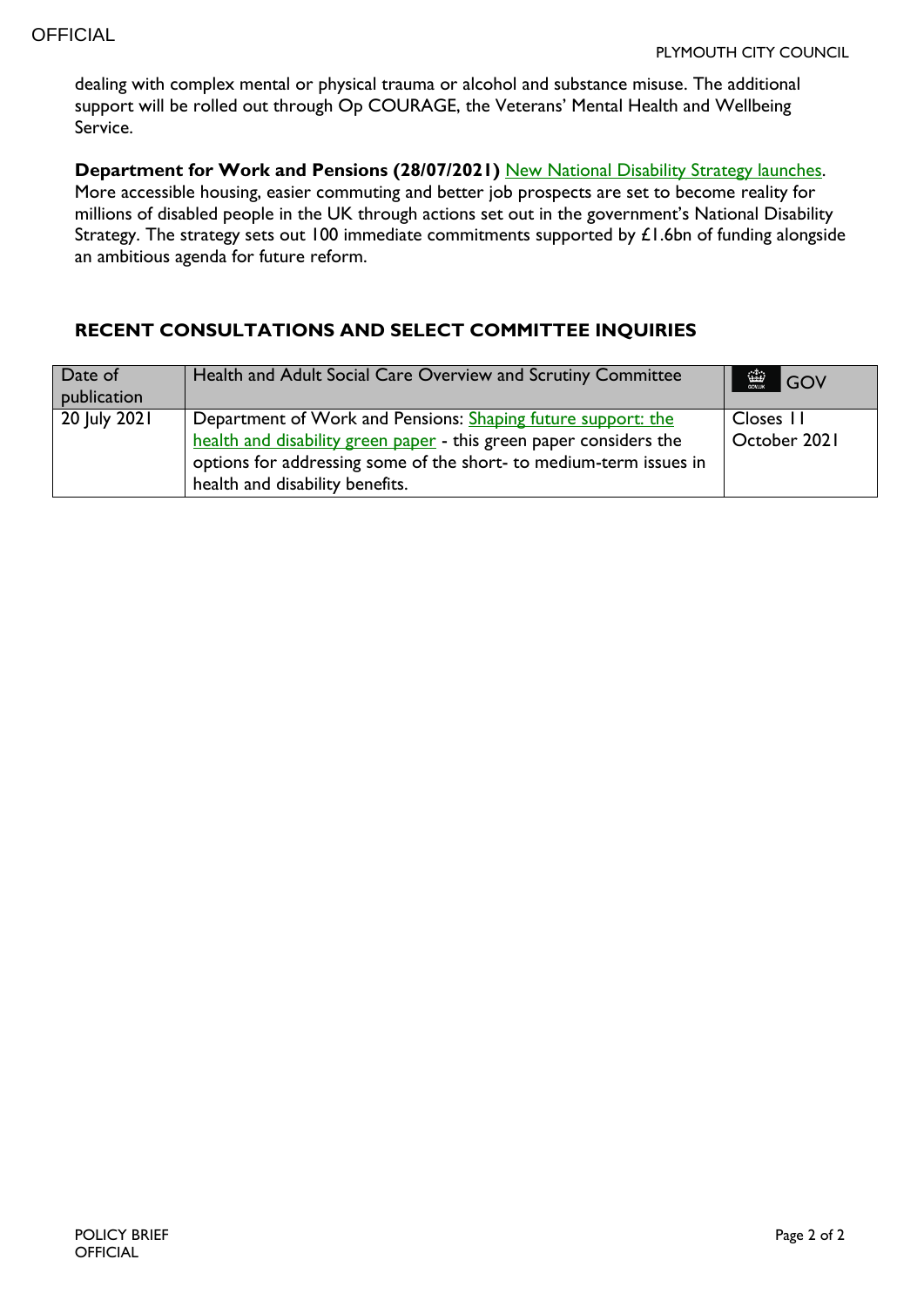dealing with complex mental or physical trauma or alcohol and substance misuse. The additional support will be rolled out through Op COURAGE, the Veterans' Mental Health and Wellbeing Service.

**Department for Work and Pensions (28/07/2021)** New National Disability Strategy launches. More accessible housing, easier commuting and better job prospects are set to become reality for millions of disabled people in the UK through actions set out in the government's National Disability Strategy. The strategy sets out 100 immediate commitments supported by £1.6bn of funding alongside an ambitious agenda for future reform.

## RECENT CONSULTATIONS AND SELECT COMMITTEE INQUIRIES

| Date of publication | Health and Adult Social Care Overview and Scrutiny Committee | GOV |
|---|---|---|
| 20 July 2021 | Department of Work and Pensions: Shaping future support: the health and disability green paper - this green paper considers the options for addressing some of the short- to medium-term issues in health and disability benefits. | Closes 11 October 2021 |